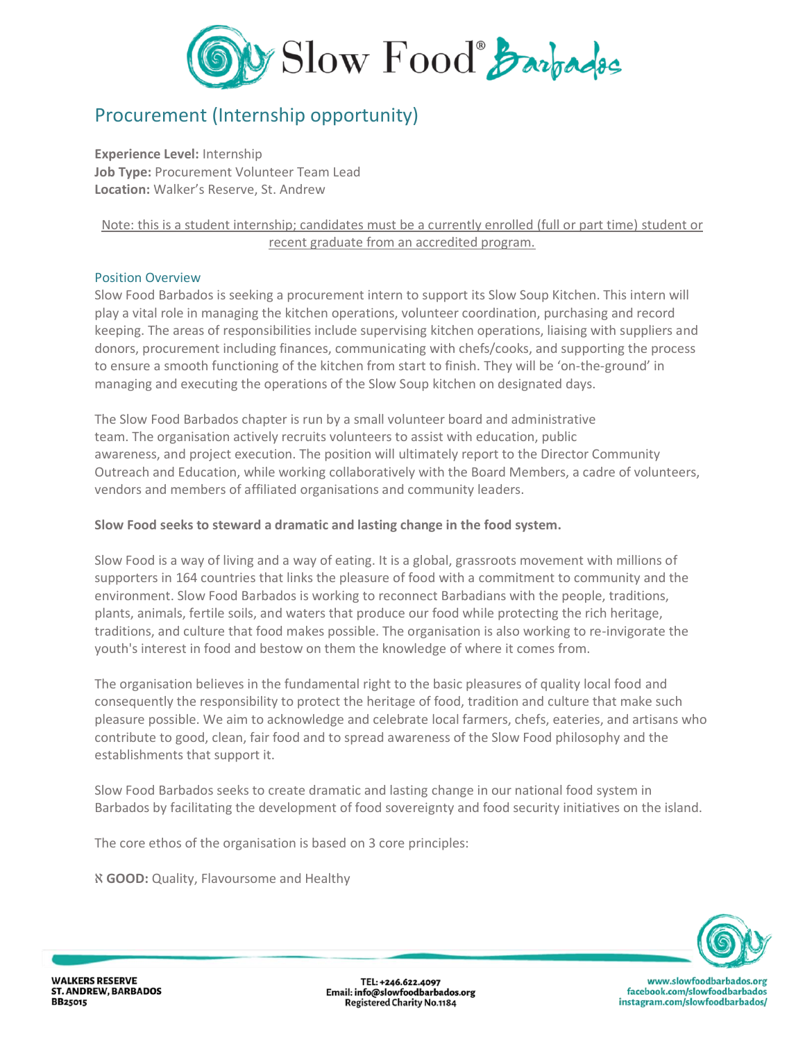# Procurement (Internship opportunity)

**Experience Level:** Internship
**Job Type:** Procurement Volunteer Team Lead
**Location:** Walker's Reserve, St. Andrew

Note: this is a student internship; candidates must be a currently enrolled (full or part time) student or recent graduate from an accredited program.

## Position Overview

Slow Food Barbados is seeking a procurement intern to support its Slow Soup Kitchen. This intern will play a vital role in managing the kitchen operations, volunteer coordination, purchasing and record keeping. The areas of responsibilities include supervising kitchen operations, liaising with suppliers and donors, procurement including finances, communicating with chefs/cooks, and supporting the process to ensure a smooth functioning of the kitchen from start to finish. They will be 'on-the-ground' in managing and executing the operations of the Slow Soup kitchen on designated days.

The Slow Food Barbados chapter is run by a small volunteer board and administrative team. The organisation actively recruits volunteers to assist with education, public awareness, and project execution. The position will ultimately report to the Director Community Outreach and Education, while working collaboratively with the Board Members, a cadre of volunteers, vendors and members of affiliated organisations and community leaders.

**Slow Food seeks to steward a dramatic and lasting change in the food system.**

Slow Food is a way of living and a way of eating. It is a global, grassroots movement with millions of supporters in 164 countries that links the pleasure of food with a commitment to community and the environment. Slow Food Barbados is working to reconnect Barbadians with the people, traditions, plants, animals, fertile soils, and waters that produce our food while protecting the rich heritage, traditions, and culture that food makes possible. The organisation is also working to re-invigorate the youth's interest in food and bestow on them the knowledge of where it comes from.

The organisation believes in the fundamental right to the basic pleasures of quality local food and consequently the responsibility to protect the heritage of food, tradition and culture that make such pleasure possible. We aim to acknowledge and celebrate local farmers, chefs, eateries, and artisans who contribute to good, clean, fair food and to spread awareness of the Slow Food philosophy and the establishments that support it.

Slow Food Barbados seeks to create dramatic and lasting change in our national food system in Barbados by facilitating the development of food sovereignty and food security initiatives on the island.

The core ethos of the organisation is based on 3 core principles:

- **GOOD:** Quality, Flavoursome and Healthy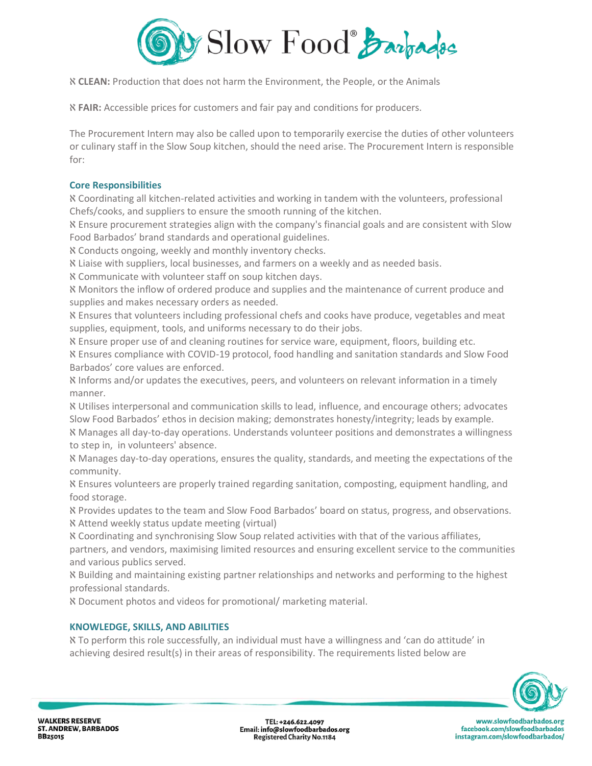ℵ **CLEAN:** Production that does not harm the Environment, the People, or the Animals

ℵ **FAIR:** Accessible prices for customers and fair pay and conditions for producers.

The Procurement Intern may also be called upon to temporarily exercise the duties of other volunteers or culinary staff in the Slow Soup kitchen, should the need arise. The Procurement Intern is responsible for:

### Core Responsibilities

ℵ Coordinating all kitchen-related activities and working in tandem with the volunteers, professional Chefs/cooks, and suppliers to ensure the smooth running of the kitchen.
ℵ Ensure procurement strategies align with the company's financial goals and are consistent with Slow Food Barbados' brand standards and operational guidelines.
ℵ Conducts ongoing, weekly and monthly inventory checks.
ℵ Liaise with suppliers, local businesses, and farmers on a weekly and as needed basis.
ℵ Communicate with volunteer staff on soup kitchen days.
ℵ Monitors the inflow of ordered produce and supplies and the maintenance of current produce and supplies and makes necessary orders as needed.
ℵ Ensures that volunteers including professional chefs and cooks have produce, vegetables and meat supplies, equipment, tools, and uniforms necessary to do their jobs.
ℵ Ensure proper use of and cleaning routines for service ware, equipment, floors, building etc.
ℵ Ensures compliance with COVID-19 protocol, food handling and sanitation standards and Slow Food Barbados' core values are enforced.
ℵ Informs and/or updates the executives, peers, and volunteers on relevant information in a timely manner.
ℵ Utilises interpersonal and communication skills to lead, influence, and encourage others; advocates Slow Food Barbados' ethos in decision making; demonstrates honesty/integrity; leads by example.
ℵ Manages all day-to-day operations. Understands volunteer positions and demonstrates a willingness to step in, in volunteers' absence.
ℵ Manages day-to-day operations, ensures the quality, standards, and meeting the expectations of the community.
ℵ Ensures volunteers are properly trained regarding sanitation, composting, equipment handling, and food storage.
ℵ Provides updates to the team and Slow Food Barbados' board on status, progress, and observations.
ℵ Attend weekly status update meeting (virtual)
ℵ Coordinating and synchronising Slow Soup related activities with that of the various affiliates, partners, and vendors, maximising limited resources and ensuring excellent service to the communities and various publics served.
ℵ Building and maintaining existing partner relationships and networks and performing to the highest professional standards.
ℵ Document photos and videos for promotional/ marketing material.

### KNOWLEDGE, SKILLS, AND ABILITIES

ℵ To perform this role successfully, an individual must have a willingness and 'can do attitude' in achieving desired result(s) in their areas of responsibility. The requirements listed below are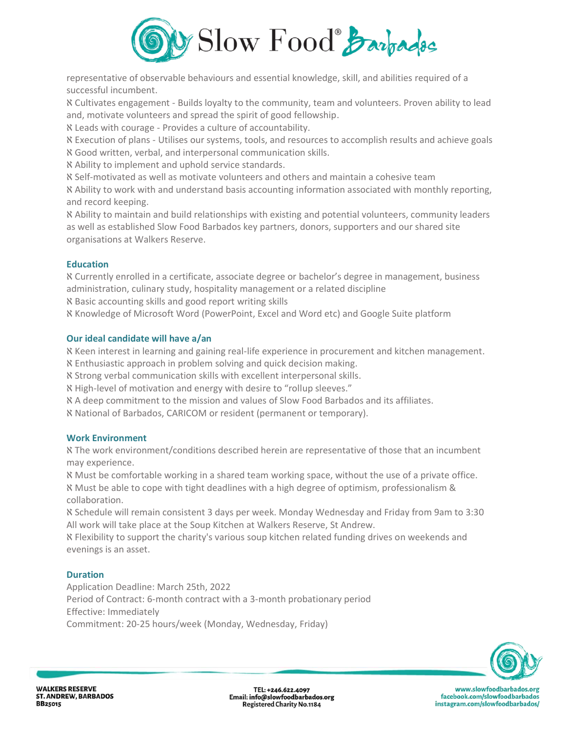representative of observable behaviours and essential knowledge, skill, and abilities required of a successful incumbent.

- Cultivates engagement - Builds loyalty to the community, team and volunteers. Proven ability to lead and, motivate volunteers and spread the spirit of good fellowship.
- Leads with courage - Provides a culture of accountability.
- Execution of plans - Utilises our systems, tools, and resources to accomplish results and achieve goals
- Good written, verbal, and interpersonal communication skills.
- Ability to implement and uphold service standards.
- Self-motivated as well as motivate volunteers and others and maintain a cohesive team
- Ability to work with and understand basis accounting information associated with monthly reporting, and record keeping.
- Ability to maintain and build relationships with existing and potential volunteers, community leaders as well as established Slow Food Barbados key partners, donors, supporters and our shared site organisations at Walkers Reserve.

### Education

- Currently enrolled in a certificate, associate degree or bachelor's degree in management, business administration, culinary study, hospitality management or a related discipline
- Basic accounting skills and good report writing skills
- Knowledge of Microsoft Word (PowerPoint, Excel and Word etc) and Google Suite platform

### Our ideal candidate will have a/an

- Keen interest in learning and gaining real-life experience in procurement and kitchen management.
- Enthusiastic approach in problem solving and quick decision making.
- Strong verbal communication skills with excellent interpersonal skills.
- High-level of motivation and energy with desire to "rollup sleeves."
- A deep commitment to the mission and values of Slow Food Barbados and its affiliates.
- National of Barbados, CARICOM or resident (permanent or temporary).

### Work Environment

- The work environment/conditions described herein are representative of those that an incumbent may experience.
- Must be comfortable working in a shared team working space, without the use of a private office.
- Must be able to cope with tight deadlines with a high degree of optimism, professionalism & collaboration.
- Schedule will remain consistent 3 days per week. Monday Wednesday and Friday from 9am to 3:30 All work will take place at the Soup Kitchen at Walkers Reserve, St Andrew.
- Flexibility to support the charity's various soup kitchen related funding drives on weekends and evenings is an asset.

### Duration

Application Deadline: March 25th, 2022
Period of Contract: 6-month contract with a 3-month probationary period
Effective: Immediately
Commitment: 20-25 hours/week (Monday, Wednesday, Friday)